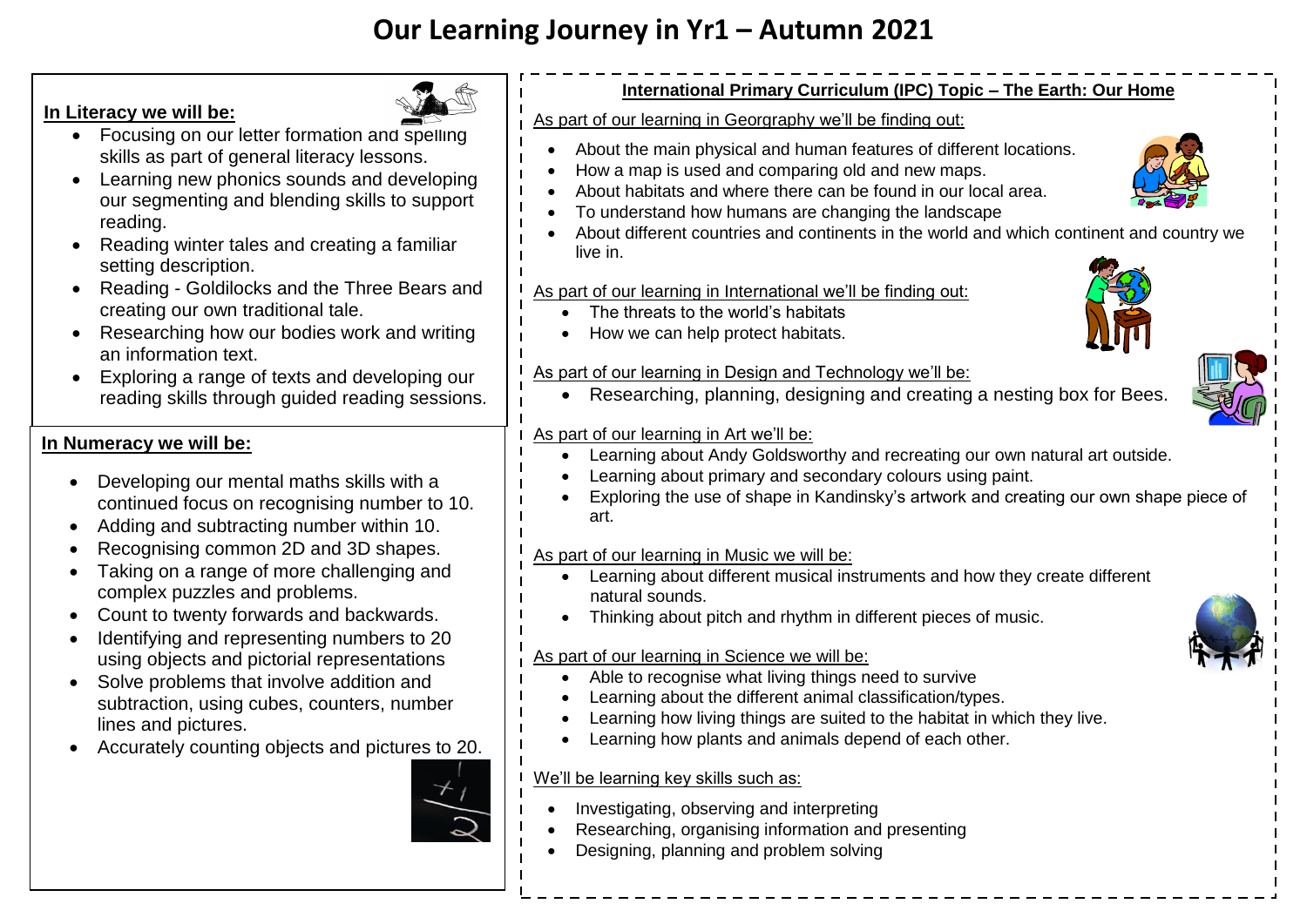# Our Learning Journey in Yr1 – Autumn 2021

**In Literacy we will be:**

- Focusing on our letter formation and spelling skills as part of general literacy lessons.
- Learning new phonics sounds and developing our segmenting and blending skills to support reading.
- Reading winter tales and creating a familiar setting description.
- Reading - Goldilocks and the Three Bears and creating our own traditional tale.
- Researching how our bodies work and writing an information text.
- Exploring a range of texts and developing our reading skills through guided reading sessions.

**In Numeracy we will be:**

- Developing our mental maths skills with a continued focus on recognising number to 10.
- Adding and subtracting number within 10.
- Recognising common 2D and 3D shapes.
- Taking on a range of more challenging and complex puzzles and problems.
- Count to twenty forwards and backwards.
- Identifying and representing numbers to 20 using objects and pictorial representations
- Solve problems that involve addition and subtraction, using cubes, counters, number lines and pictures.
- Accurately counting objects and pictures to 20.

**International Primary Curriculum (IPC) Topic – The Earth: Our Home**

As part of our learning in Georgraphy we'll be finding out:

- About the main physical and human features of different locations.
- How a map is used and comparing old and new maps.
- About habitats and where there can be found in our local area.
- To understand how humans are changing the landscape
- About different countries and continents in the world and which continent and country we live in.

As part of our learning in International we'll be finding out:

- The threats to the world's habitats
- How we can help protect habitats.

As part of our learning in Design and Technology we'll be:

- Researching, planning, designing and creating a nesting box for Bees.

As part of our learning in Art we'll be:

- Learning about Andy Goldsworthy and recreating our own natural art outside.
- Learning about primary and secondary colours using paint.
- Exploring the use of shape in Kandinsky's artwork and creating our own shape piece of art.

As part of our learning in Music we will be:

- Learning about different musical instruments and how they create different natural sounds.
- Thinking about pitch and rhythm in different pieces of music.

As part of our learning in Science we will be:

- Able to recognise what living things need to survive
- Learning about the different animal classification/types.
- Learning how living things are suited to the habitat in which they live.
- Learning how plants and animals depend of each other.

We'll be learning key skills such as:

- Investigating, observing and interpreting
- Researching, organising information and presenting
- Designing, planning and problem solving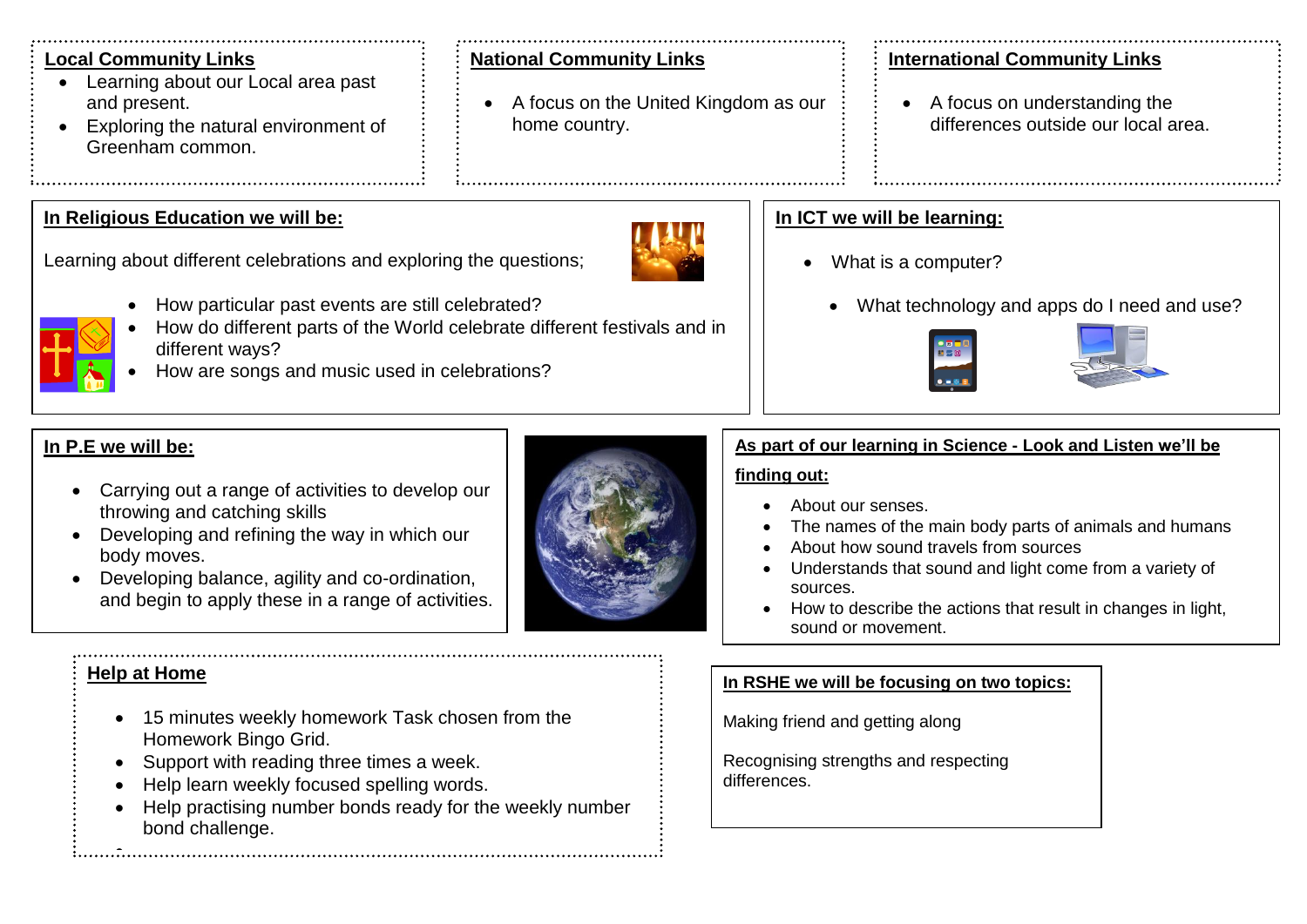## Local Community Links

- Learning about our Local area past and present.
- Exploring the natural environment of Greenham common.

## National Community Links

- A focus on the United Kingdom as our home country.

## International Community Links

- A focus on understanding the differences outside our local area.

## In Religious Education we will be:

Learning about different celebrations and exploring the questions;

- How particular past events are still celebrated?
- How do different parts of the World celebrate different festivals and in different ways?
- How are songs and music used in celebrations?

## In ICT we will be learning:

- What is a computer?
- What technology and apps do I need and use?

## In P.E we will be:

- Carrying out a range of activities to develop our throwing and catching skills
- Developing and refining the way in which our body moves.
- Developing balance, agility and co-ordination, and begin to apply these in a range of activities.

## As part of our learning in Science - Look and Listen we'll be finding out:

- About our senses.
- The names of the main body parts of animals and humans
- About how sound travels from sources
- Understands that sound and light come from a variety of sources.
- How to describe the actions that result in changes in light, sound or movement.

## Help at Home

- 15 minutes weekly homework Task chosen from the Homework Bingo Grid.
- Support with reading three times a week.
- Help learn weekly focused spelling words.
- Help practising number bonds ready for the weekly number bond challenge.

## In RSHE we will be focusing on two topics:

Making friend and getting along

Recognising strengths and respecting differences.